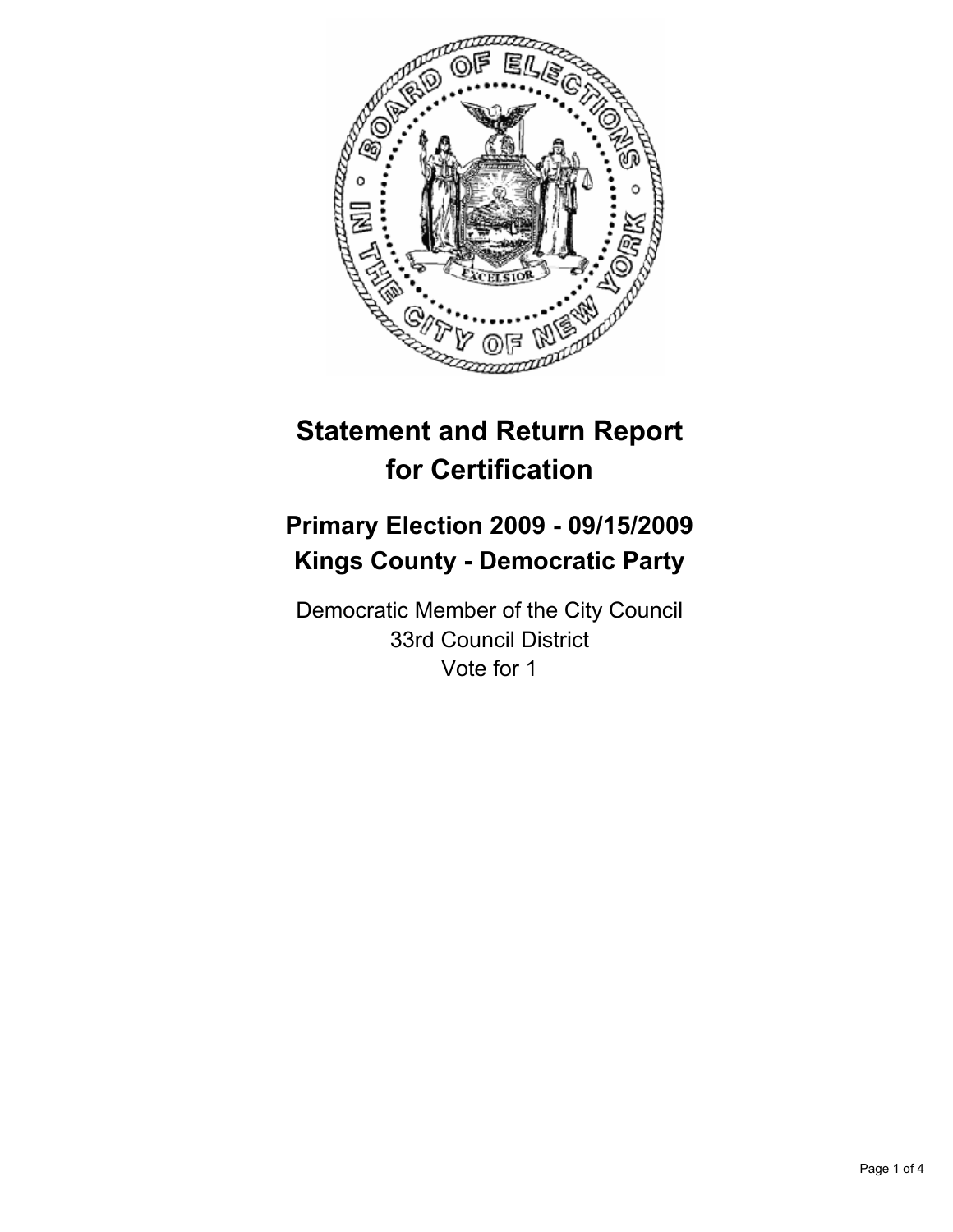# Statement and Return Report for Certification

## Primary Election 2009 - 09/15/2009
## Kings County - Democratic Party

Democratic Member of the City Council
33rd Council District
Vote for 1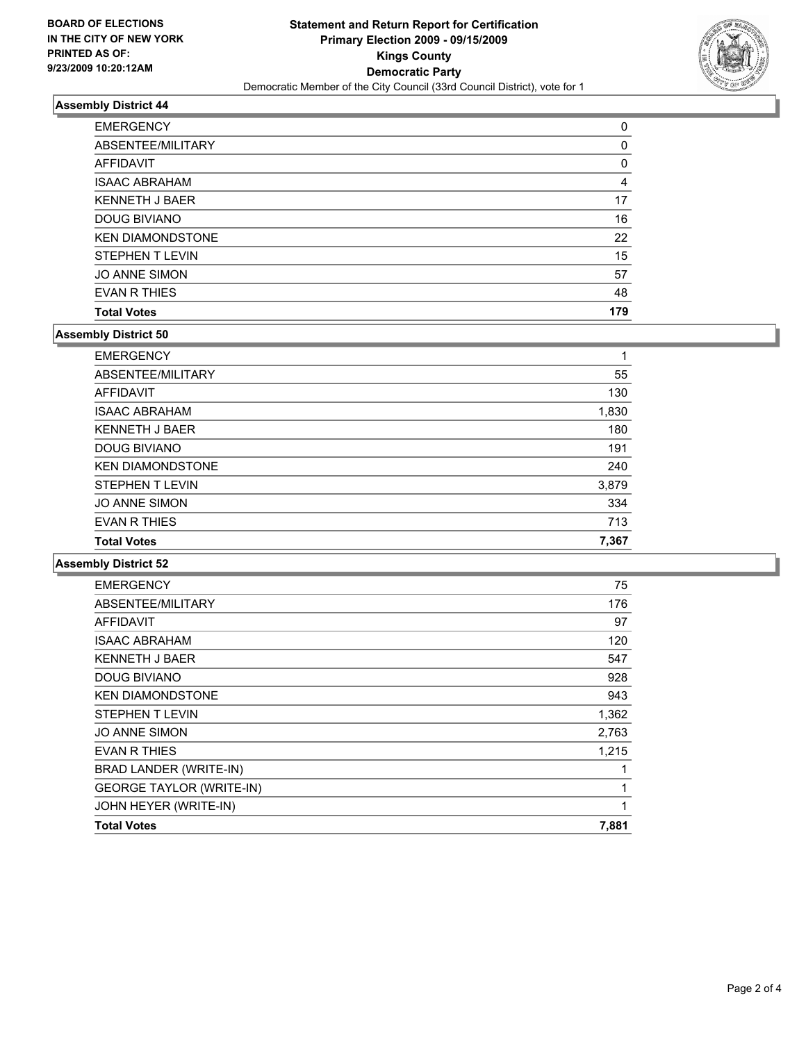**BOARD OF ELECTIONS IN THE CITY OF NEW YORK PRINTED AS OF: 9/23/2009 10:20:12AM**

# Statement and Return Report for Certification
## Primary Election 2009 - 09/15/2009
## Kings County
## Democratic Party
Democratic Member of the City Council (33rd Council District), vote for 1

### Assembly District 44

| | |
|---|---|
| EMERGENCY | 0 |
| ABSENTEE/MILITARY | 0 |
| AFFIDAVIT | 0 |
| ISAAC ABRAHAM | 4 |
| KENNETH J BAER | 17 |
| DOUG BIVIANO | 16 |
| KEN DIAMONDSTONE | 22 |
| STEPHEN T LEVIN | 15 |
| JO ANNE SIMON | 57 |
| EVAN R THIES | 48 |
| **Total Votes** | **179** |

### Assembly District 50

| | |
|---|---|
| EMERGENCY | 1 |
| ABSENTEE/MILITARY | 55 |
| AFFIDAVIT | 130 |
| ISAAC ABRAHAM | 1,830 |
| KENNETH J BAER | 180 |
| DOUG BIVIANO | 191 |
| KEN DIAMONDSTONE | 240 |
| STEPHEN T LEVIN | 3,879 |
| JO ANNE SIMON | 334 |
| EVAN R THIES | 713 |
| **Total Votes** | **7,367** |

### Assembly District 52

| | |
|---|---|
| EMERGENCY | 75 |
| ABSENTEE/MILITARY | 176 |
| AFFIDAVIT | 97 |
| ISAAC ABRAHAM | 120 |
| KENNETH J BAER | 547 |
| DOUG BIVIANO | 928 |
| KEN DIAMONDSTONE | 943 |
| STEPHEN T LEVIN | 1,362 |
| JO ANNE SIMON | 2,763 |
| EVAN R THIES | 1,215 |
| BRAD LANDER (WRITE-IN) | 1 |
| GEORGE TAYLOR (WRITE-IN) | 1 |
| JOHN HEYER (WRITE-IN) | 1 |
| **Total Votes** | **7,881** |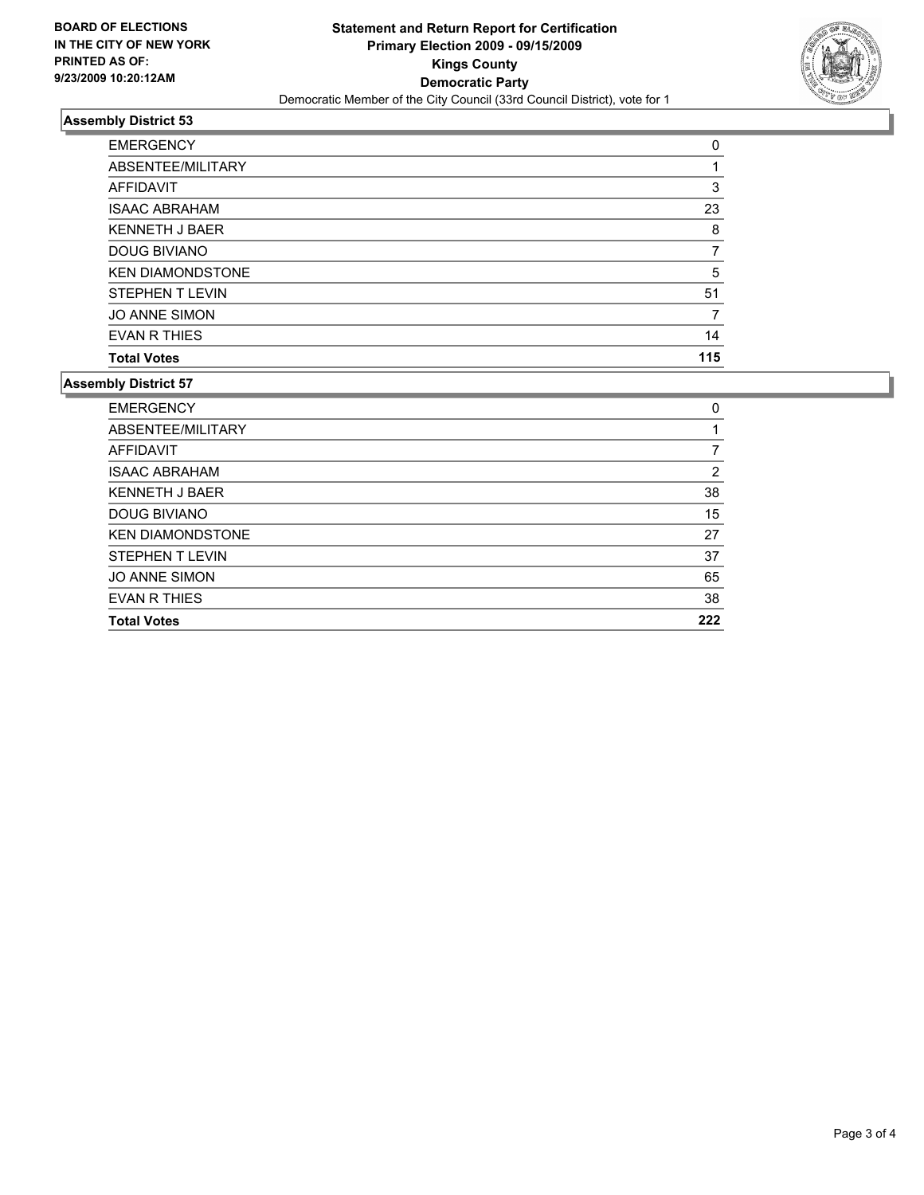**BOARD OF ELECTIONS IN THE CITY OF NEW YORK PRINTED AS OF: 9/23/2009 10:20:12AM**

# Statement and Return Report for Certification
## Primary Election 2009 - 09/15/2009
## Kings County
## Democratic Party

Democratic Member of the City Council (33rd Council District), vote for 1

### Assembly District 53

| | |
|---|---|
| EMERGENCY | 0 |
| ABSENTEE/MILITARY | 1 |
| AFFIDAVIT | 3 |
| ISAAC ABRAHAM | 23 |
| KENNETH J BAER | 8 |
| DOUG BIVIANO | 7 |
| KEN DIAMONDSTONE | 5 |
| STEPHEN T LEVIN | 51 |
| JO ANNE SIMON | 7 |
| EVAN R THIES | 14 |
| **Total Votes** | **115** |

### Assembly District 57

| | |
|---|---|
| EMERGENCY | 0 |
| ABSENTEE/MILITARY | 1 |
| AFFIDAVIT | 7 |
| ISAAC ABRAHAM | 2 |
| KENNETH J BAER | 38 |
| DOUG BIVIANO | 15 |
| KEN DIAMONDSTONE | 27 |
| STEPHEN T LEVIN | 37 |
| JO ANNE SIMON | 65 |
| EVAN R THIES | 38 |
| **Total Votes** | **222** |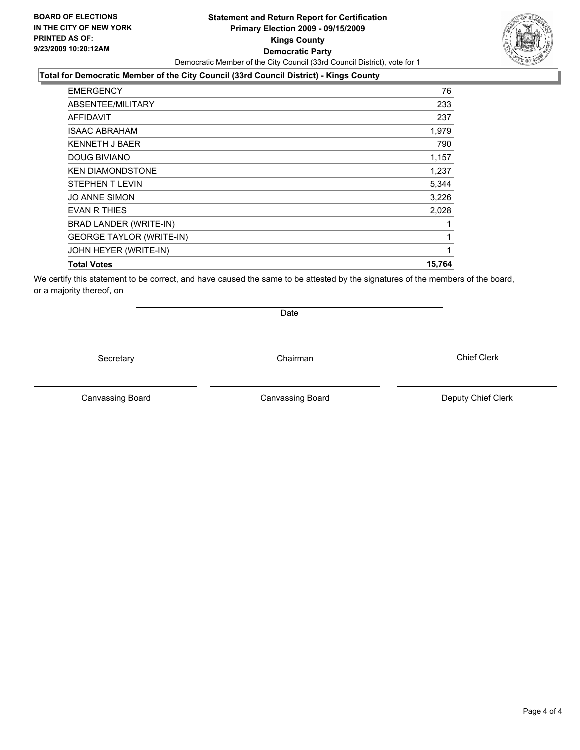**BOARD OF ELECTIONS IN THE CITY OF NEW YORK PRINTED AS OF: 9/23/2009 10:20:12AM**

# Statement and Return Report for Certification
## Primary Election 2009 - 09/15/2009
## Kings County
## Democratic Party

Democratic Member of the City Council (33rd Council District), vote for 1

### Total for Democratic Member of the City Council (33rd Council District) - Kings County

| | |
|---|---|
| EMERGENCY | 76 |
| ABSENTEE/MILITARY | 233 |
| AFFIDAVIT | 237 |
| ISAAC ABRAHAM | 1,979 |
| KENNETH J BAER | 790 |
| DOUG BIVIANO | 1,157 |
| KEN DIAMONDSTONE | 1,237 |
| STEPHEN T LEVIN | 5,344 |
| JO ANNE SIMON | 3,226 |
| EVAN R THIES | 2,028 |
| BRAD LANDER (WRITE-IN) | 1 |
| GEORGE TAYLOR (WRITE-IN) | 1 |
| JOHN HEYER (WRITE-IN) | 1 |
| **Total Votes** | **15,764** |

We certify this statement to be correct, and have caused the same to be attested by the signatures of the members of the board, or a majority thereof, on

Date

Secretary | Chairman | Chief Clerk

Canvassing Board | Canvassing Board | Deputy Chief Clerk